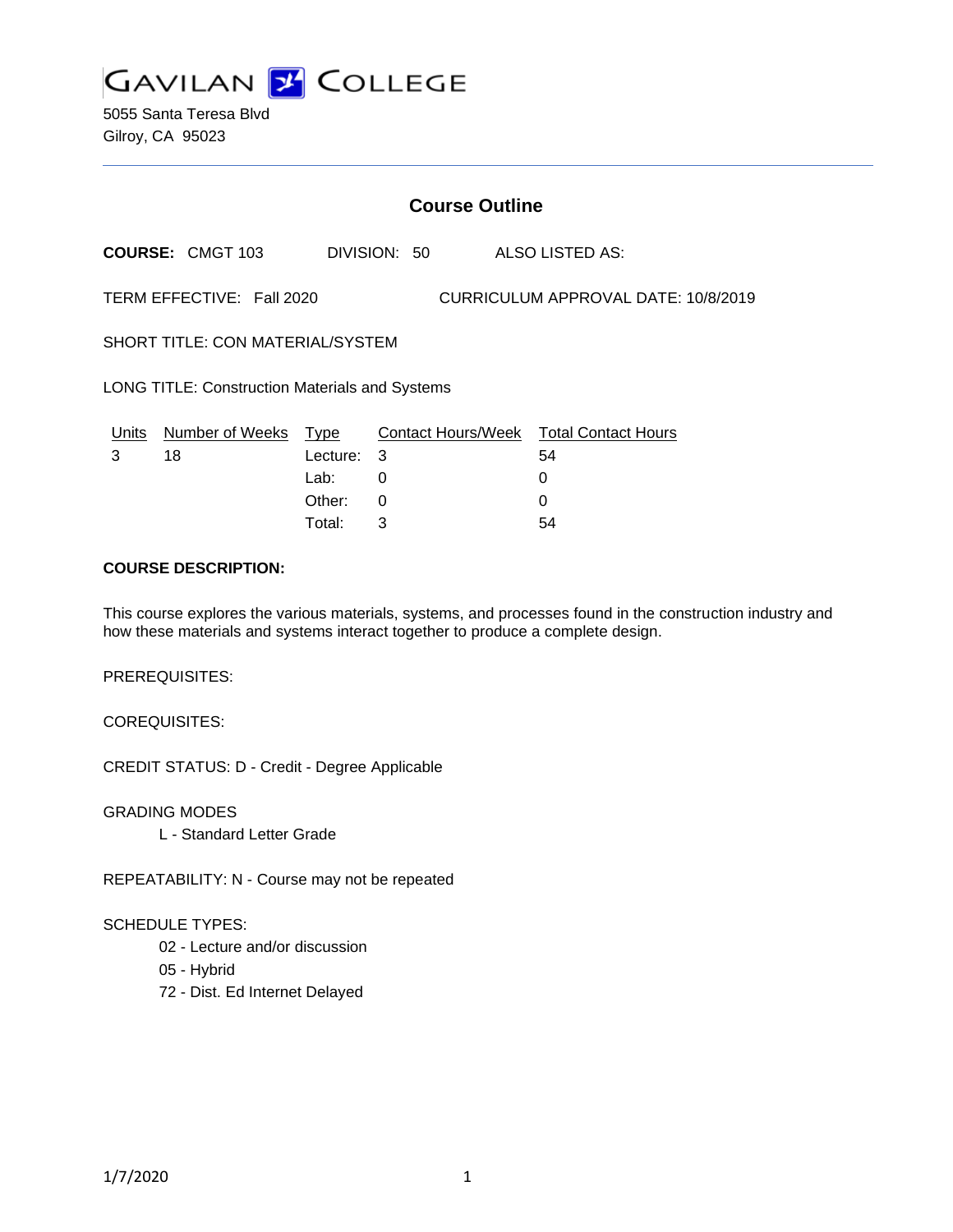# GAVILAN COLLEGE

5055 Santa Teresa Blvd
Gilroy, CA 95023

## Course Outline

**COURSE:** CMGT 103 DIVISION: 50 ALSO LISTED AS:

TERM EFFECTIVE: Fall 2020 CURRICULUM APPROVAL DATE: 10/8/2019

SHORT TITLE: CON MATERIAL/SYSTEM

LONG TITLE: Construction Materials and Systems

| Units | Number of Weeks | Type | Contact Hours/Week | Total Contact Hours |
|---|---|---|---|---|
| 3 | 18 | Lecture: | 3 | 54 |
| | | Lab: | 0 | 0 |
| | | Other: | 0 | 0 |
| | | Total: | 3 | 54 |

**COURSE DESCRIPTION:**

This course explores the various materials, systems, and processes found in the construction industry and how these materials and systems interact together to produce a complete design.

PREREQUISITES:

COREQUISITES:

CREDIT STATUS: D - Credit - Degree Applicable

GRADING MODES

L - Standard Letter Grade

REPEATABILITY: N - Course may not be repeated

SCHEDULE TYPES:

02 - Lecture and/or discussion

05 - Hybrid

72 - Dist. Ed Internet Delayed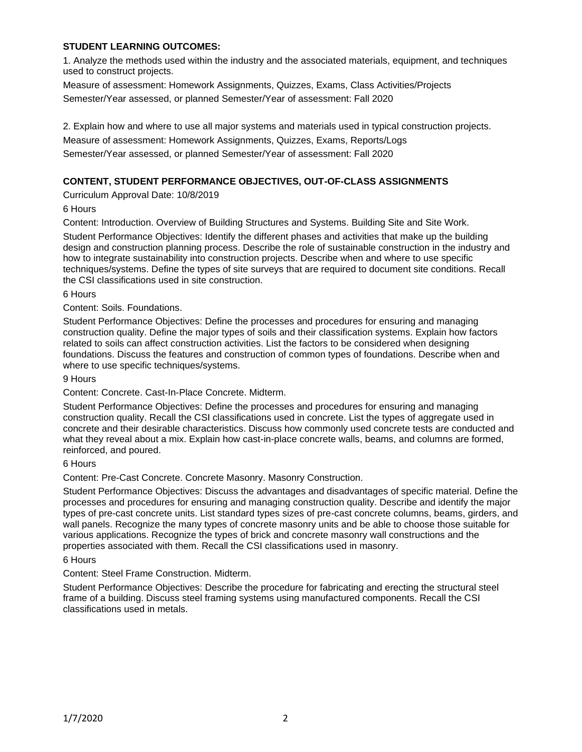**STUDENT LEARNING OUTCOMES:**

1. Analyze the methods used within the industry and the associated materials, equipment, and techniques used to construct projects.

Measure of assessment: Homework Assignments, Quizzes, Exams, Class Activities/Projects

Semester/Year assessed, or planned Semester/Year of assessment: Fall 2020

2. Explain how and where to use all major systems and materials used in typical construction projects.

Measure of assessment: Homework Assignments, Quizzes, Exams, Reports/Logs

Semester/Year assessed, or planned Semester/Year of assessment: Fall 2020

**CONTENT, STUDENT PERFORMANCE OBJECTIVES, OUT-OF-CLASS ASSIGNMENTS**

Curriculum Approval Date: 10/8/2019

6 Hours

Content: Introduction. Overview of Building Structures and Systems. Building Site and Site Work.

Student Performance Objectives: Identify the different phases and activities that make up the building design and construction planning process. Describe the role of sustainable construction in the industry and how to integrate sustainability into construction projects. Describe when and where to use specific techniques/systems. Define the types of site surveys that are required to document site conditions. Recall the CSI classifications used in site construction.

6 Hours

Content: Soils. Foundations.

Student Performance Objectives: Define the processes and procedures for ensuring and managing construction quality. Define the major types of soils and their classification systems. Explain how factors related to soils can affect construction activities. List the factors to be considered when designing foundations. Discuss the features and construction of common types of foundations. Describe when and where to use specific techniques/systems.

9 Hours

Content: Concrete. Cast-In-Place Concrete. Midterm.

Student Performance Objectives: Define the processes and procedures for ensuring and managing construction quality. Recall the CSI classifications used in concrete. List the types of aggregate used in concrete and their desirable characteristics. Discuss how commonly used concrete tests are conducted and what they reveal about a mix. Explain how cast-in-place concrete walls, beams, and columns are formed, reinforced, and poured.

6 Hours

Content: Pre-Cast Concrete. Concrete Masonry. Masonry Construction.

Student Performance Objectives: Discuss the advantages and disadvantages of specific material. Define the processes and procedures for ensuring and managing construction quality. Describe and identify the major types of pre-cast concrete units. List standard types sizes of pre-cast concrete columns, beams, girders, and wall panels. Recognize the many types of concrete masonry units and be able to choose those suitable for various applications. Recognize the types of brick and concrete masonry wall constructions and the properties associated with them. Recall the CSI classifications used in masonry.

6 Hours

Content: Steel Frame Construction. Midterm.

Student Performance Objectives: Describe the procedure for fabricating and erecting the structural steel frame of a building. Discuss steel framing systems using manufactured components. Recall the CSI classifications used in metals.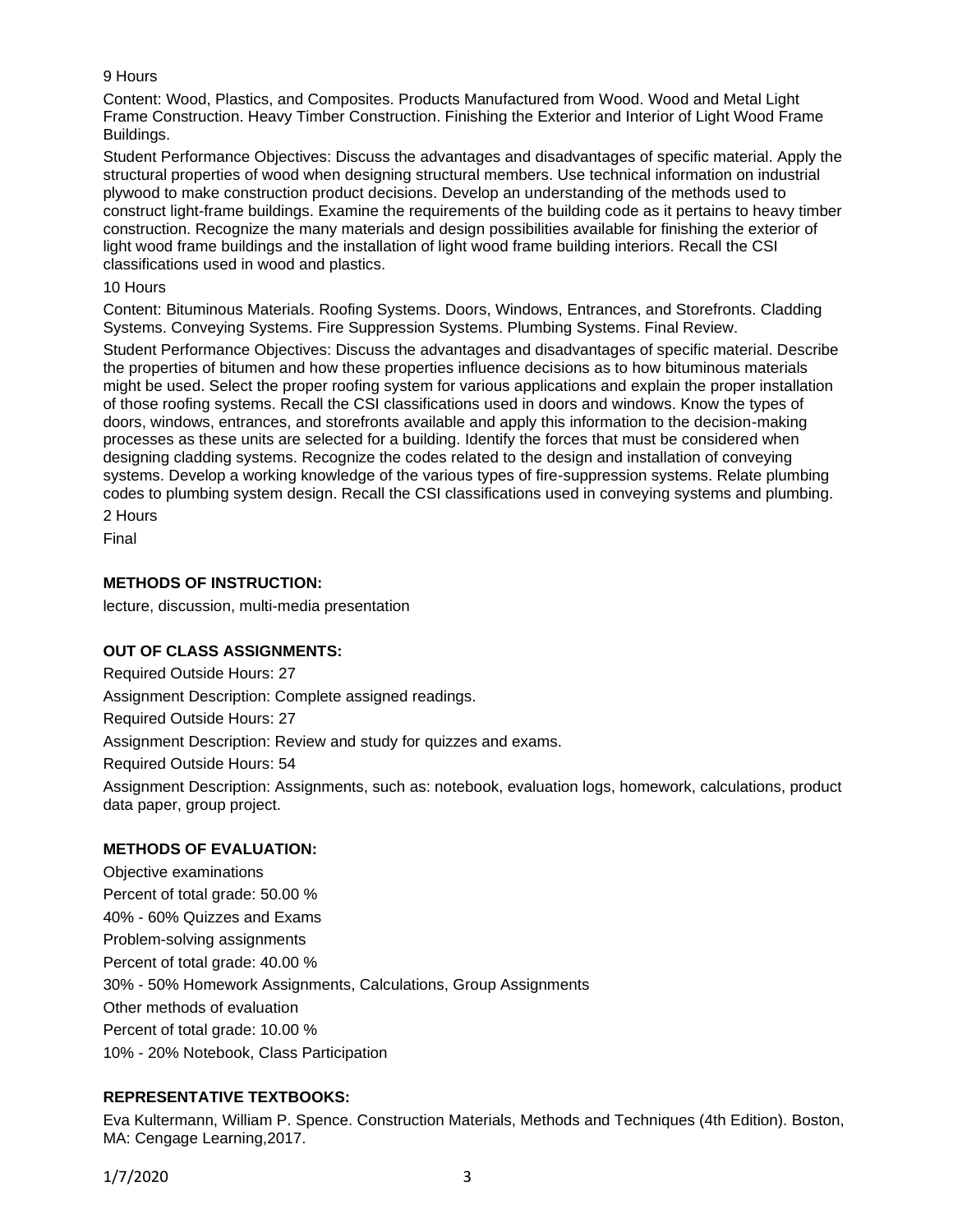9 Hours

Content: Wood, Plastics, and Composites. Products Manufactured from Wood. Wood and Metal Light Frame Construction. Heavy Timber Construction. Finishing the Exterior and Interior of Light Wood Frame Buildings.

Student Performance Objectives: Discuss the advantages and disadvantages of specific material. Apply the structural properties of wood when designing structural members. Use technical information on industrial plywood to make construction product decisions. Develop an understanding of the methods used to construct light-frame buildings. Examine the requirements of the building code as it pertains to heavy timber construction. Recognize the many materials and design possibilities available for finishing the exterior of light wood frame buildings and the installation of light wood frame building interiors. Recall the CSI classifications used in wood and plastics.

10 Hours

Content: Bituminous Materials. Roofing Systems. Doors, Windows, Entrances, and Storefronts. Cladding Systems. Conveying Systems. Fire Suppression Systems. Plumbing Systems. Final Review.

Student Performance Objectives: Discuss the advantages and disadvantages of specific material. Describe the properties of bitumen and how these properties influence decisions as to how bituminous materials might be used. Select the proper roofing system for various applications and explain the proper installation of those roofing systems. Recall the CSI classifications used in doors and windows. Know the types of doors, windows, entrances, and storefronts available and apply this information to the decision-making processes as these units are selected for a building. Identify the forces that must be considered when designing cladding systems. Recognize the codes related to the design and installation of conveying systems. Develop a working knowledge of the various types of fire-suppression systems. Relate plumbing codes to plumbing system design. Recall the CSI classifications used in conveying systems and plumbing.

2 Hours

Final

## METHODS OF INSTRUCTION:

lecture, discussion, multi-media presentation

## OUT OF CLASS ASSIGNMENTS:

Required Outside Hours: 27

Assignment Description: Complete assigned readings.

Required Outside Hours: 27

Assignment Description: Review and study for quizzes and exams.

Required Outside Hours: 54

Assignment Description: Assignments, such as: notebook, evaluation logs, homework, calculations, product data paper, group project.

## METHODS OF EVALUATION:

Objective examinations

Percent of total grade: 50.00 %

40% - 60% Quizzes and Exams

Problem-solving assignments

Percent of total grade: 40.00 %

30% - 50% Homework Assignments, Calculations, Group Assignments

Other methods of evaluation

Percent of total grade: 10.00 %

10% - 20% Notebook, Class Participation

## REPRESENTATIVE TEXTBOOKS:

Eva Kultermann, William P. Spence. Construction Materials, Methods and Techniques (4th Edition). Boston, MA: Cengage Learning,2017.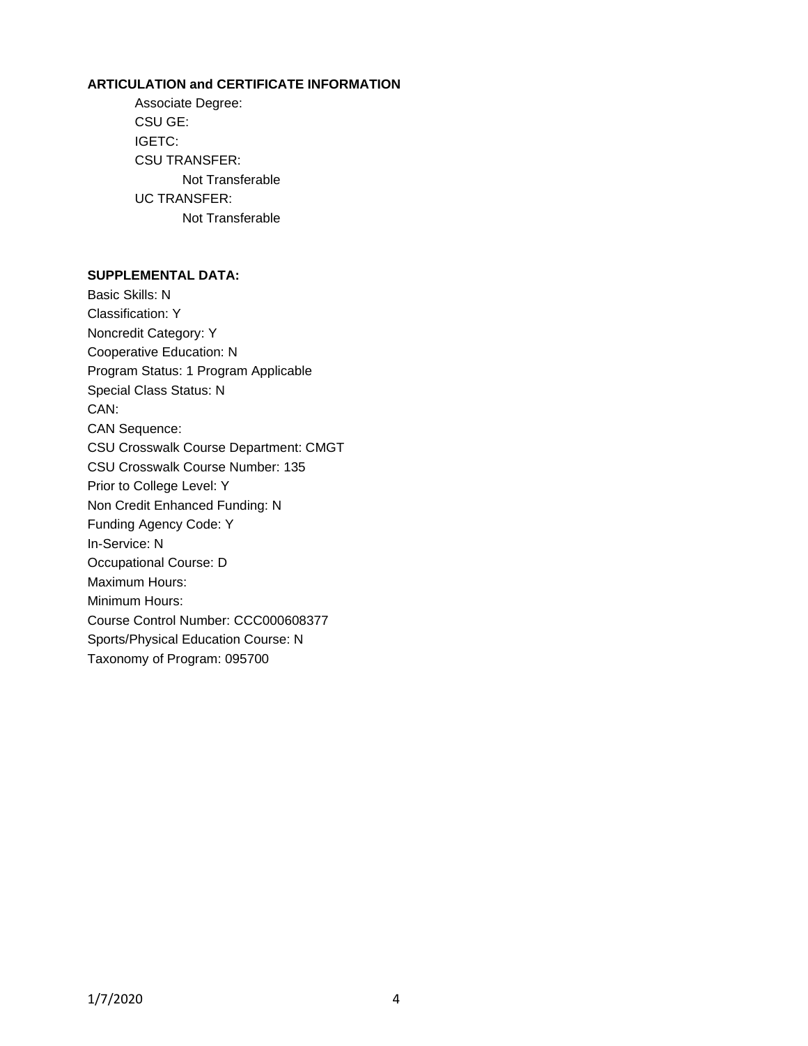**ARTICULATION and CERTIFICATE INFORMATION**

Associate Degree:
CSU GE:
IGETC:
CSU TRANSFER:
Not Transferable
UC TRANSFER:
Not Transferable

**SUPPLEMENTAL DATA:**

Basic Skills: N
Classification: Y
Noncredit Category: Y
Cooperative Education: N
Program Status: 1 Program Applicable
Special Class Status: N
CAN:
CAN Sequence:
CSU Crosswalk Course Department: CMGT
CSU Crosswalk Course Number: 135
Prior to College Level: Y
Non Credit Enhanced Funding: N
Funding Agency Code: Y
In-Service: N
Occupational Course: D
Maximum Hours:
Minimum Hours:
Course Control Number: CCC000608377
Sports/Physical Education Course: N
Taxonomy of Program: 095700